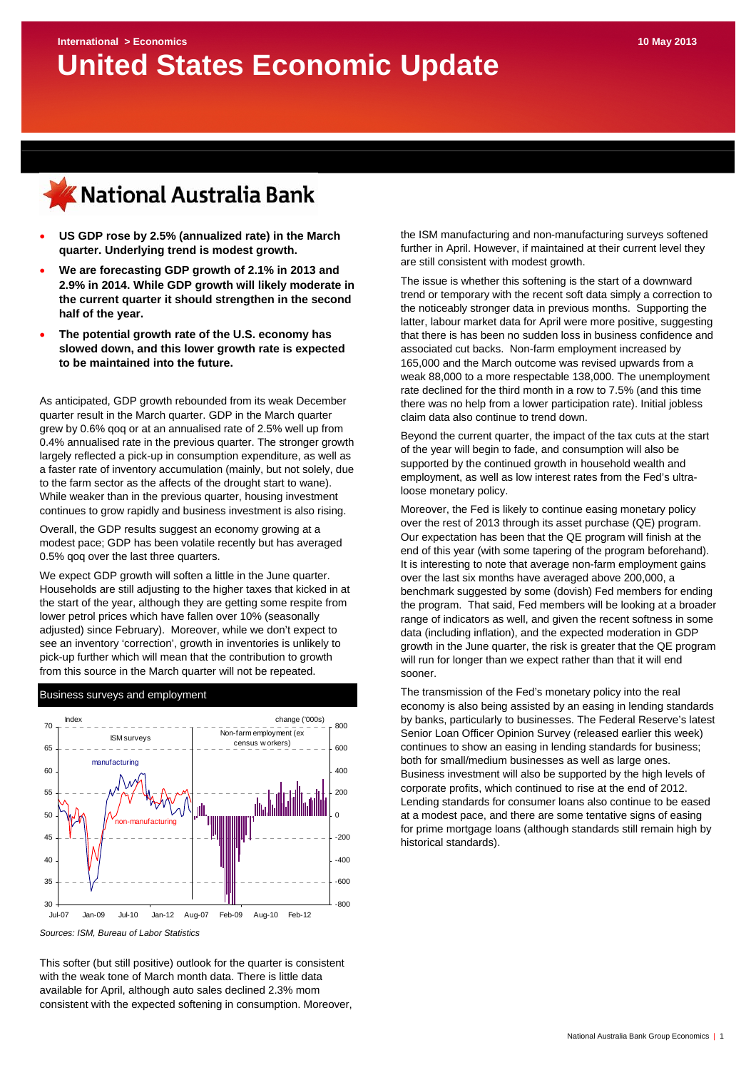International > Economics

10 May 2013

# United States Economic Update

National Australia Bank

- **US GDP rose by 2.5% (annualized rate) in the March quarter. Underlying trend is modest growth.**
- **We are forecasting GDP growth of 2.1% in 2013 and 2.9% in 2014. While GDP growth will likely moderate in the current quarter it should strengthen in the second half of the year.**
- **The potential growth rate of the U.S. economy has slowed down, and this lower growth rate is expected to be maintained into the future.**

As anticipated, GDP growth rebounded from its weak December quarter result in the March quarter. GDP in the March quarter grew by 0.6% qoq or at an annualised rate of 2.5% well up from 0.4% annualised rate in the previous quarter. The stronger growth largely reflected a pick-up in consumption expenditure, as well as a faster rate of inventory accumulation (mainly, but not solely, due to the farm sector as the affects of the drought start to wane). While weaker than in the previous quarter, housing investment continues to grow rapidly and business investment is also rising.

Overall, the GDP results suggest an economy growing at a modest pace; GDP has been volatile recently but has averaged 0.5% qoq over the last three quarters.

We expect GDP growth will soften a little in the June quarter. Households are still adjusting to the higher taxes that kicked in at the start of the year, although they are getting some respite from lower petrol prices which have fallen over 10% (seasonally adjusted) since February). Moreover, while we don't expect to see an inventory 'correction', growth in inventories is unlikely to pick-up further which will mean that the contribution to growth from this source in the March quarter will not be repeated.

Business surveys and employment

*Sources: ISM, Bureau of Labor Statistics*

This softer (but still positive) outlook for the quarter is consistent with the weak tone of March month data. There is little data available for April, although auto sales declined 2.3% mom consistent with the expected softening in consumption. Moreover, the ISM manufacturing and non-manufacturing surveys softened further in April. However, if maintained at their current level they are still consistent with modest growth.

The issue is whether this softening is the start of a downward trend or temporary with the recent soft data simply a correction to the noticeably stronger data in previous months. Supporting the latter, labour market data for April were more positive, suggesting that there is has been no sudden loss in business confidence and associated cut backs. Non-farm employment increased by 165,000 and the March outcome was revised upwards from a weak 88,000 to a more respectable 138,000. The unemployment rate declined for the third month in a row to 7.5% (and this time there was no help from a lower participation rate). Initial jobless claim data also continue to trend down.

Beyond the current quarter, the impact of the tax cuts at the start of the year will begin to fade, and consumption will also be supported by the continued growth in household wealth and employment, as well as low interest rates from the Fed's ultra-loose monetary policy.

Moreover, the Fed is likely to continue easing monetary policy over the rest of 2013 through its asset purchase (QE) program. Our expectation has been that the QE program will finish at the end of this year (with some tapering of the program beforehand). It is interesting to note that average non-farm employment gains over the last six months have averaged above 200,000, a benchmark suggested by some (dovish) Fed members for ending the program. That said, Fed members will be looking at a broader range of indicators as well, and given the recent softness in some data (including inflation), and the expected moderation in GDP growth in the June quarter, the risk is greater that the QE program will run for longer than we expect rather than that it will end sooner.

The transmission of the Fed's monetary policy into the real economy is also being assisted by an easing in lending standards by banks, particularly to businesses. The Federal Reserve's latest Senior Loan Officer Opinion Survey (released earlier this week) continues to show an easing in lending standards for business; both for small/medium businesses as well as large ones. Business investment will also be supported by the high levels of corporate profits, which continued to rise at the end of 2012. Lending standards for consumer loans also continue to be eased at a modest pace, and there are some tentative signs of easing for prime mortgage loans (although standards still remain high by historical standards).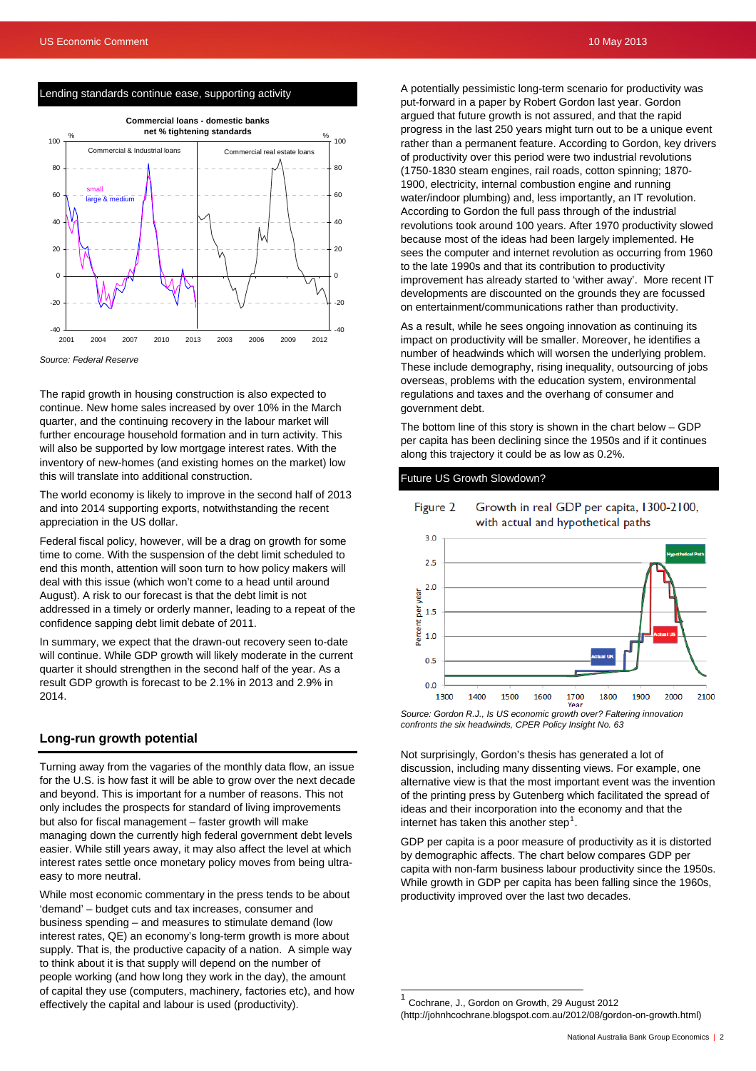### Lending standards continue ease, supporting activity

Source: Federal Reserve

The rapid growth in housing construction is also expected to continue. New home sales increased by over 10% in the March quarter, and the continuing recovery in the labour market will further encourage household formation and in turn activity. This will also be supported by low mortgage interest rates. With the inventory of new-homes (and existing homes on the market) low this will translate into additional construction.

The world economy is likely to improve in the second half of 2013 and into 2014 supporting exports, notwithstanding the recent appreciation in the US dollar.

Federal fiscal policy, however, will be a drag on growth for some time to come. With the suspension of the debt limit scheduled to end this month, attention will soon turn to how policy makers will deal with this issue (which won't come to a head until around August). A risk to our forecast is that the debt limit is not addressed in a timely or orderly manner, leading to a repeat of the confidence sapping debt limit debate of 2011.

In summary, we expect that the drawn-out recovery seen to-date will continue. While GDP growth will likely moderate in the current quarter it should strengthen in the second half of the year. As a result GDP growth is forecast to be 2.1% in 2013 and 2.9% in 2014.

## Long-run growth potential

Turning away from the vagaries of the monthly data flow, an issue for the U.S. is how fast it will be able to grow over the next decade and beyond. This is important for a number of reasons. This not only includes the prospects for standard of living improvements but also for fiscal management – faster growth will make managing down the currently high federal government debt levels easier. While still years away, it may also affect the level at which interest rates settle once monetary policy moves from being ultra-easy to more neutral.

While most economic commentary in the press tends to be about 'demand' – budget cuts and tax increases, consumer and business spending – and measures to stimulate demand (low interest rates, QE) an economy's long-term growth is more about supply. That is, the productive capacity of a nation. A simple way to think about it is that supply will depend on the number of people working (and how long they work in the day), the amount of capital they use (computers, machinery, factories etc), and how effectively the capital and labour is used (productivity).

A potentially pessimistic long-term scenario for productivity was put-forward in a paper by Robert Gordon last year. Gordon argued that future growth is not assured, and that the rapid progress in the last 250 years might turn out to be a unique event rather than a permanent feature. According to Gordon, key drivers of productivity over this period were two industrial revolutions (1750-1830 steam engines, rail roads, cotton spinning; 1870-1900, electricity, internal combustion engine and running water/indoor plumbing) and, less importantly, an IT revolution. According to Gordon the full pass through of the industrial revolutions took around 100 years. After 1970 productivity slowed because most of the ideas had been largely implemented. He sees the computer and internet revolution as occurring from 1960 to the late 1990s and that its contribution to productivity improvement has already started to 'wither away'. More recent IT developments are discounted on the grounds they are focussed on entertainment/communications rather than productivity.

As a result, while he sees ongoing innovation as continuing its impact on productivity will be smaller. Moreover, he identifies a number of headwinds which will worsen the underlying problem. These include demography, rising inequality, outsourcing of jobs overseas, problems with the education system, environmental regulations and taxes and the overhang of consumer and government debt.

The bottom line of this story is shown in the chart below – GDP per capita has been declining since the 1950s and if it continues along this trajectory it could be as low as 0.2%.

### Future US Growth Slowdown?

Source: Gordon R.J., Is US economic growth over? Faltering innovation confronts the six headwinds, CPER Policy Insight No. 63

Not surprisingly, Gordon's thesis has generated a lot of discussion, including many dissenting views. For example, one alternative view is that the most important event was the invention of the printing press by Gutenberg which facilitated the spread of ideas and their incorporation into the economy and that the internet has taken this another step[1].

GDP per capita is a poor measure of productivity as it is distorted by demographic affects. The chart below compares GDP per capita with non-farm business labour productivity since the 1950s. While growth in GDP per capita has been falling since the 1960s, productivity improved over the last two decades.

---

[1] Cochrane, J., Gordon on Growth, 29 August 2012 (http://johnhcochrane.blogspot.com.au/2012/08/gordon-on-growth.html)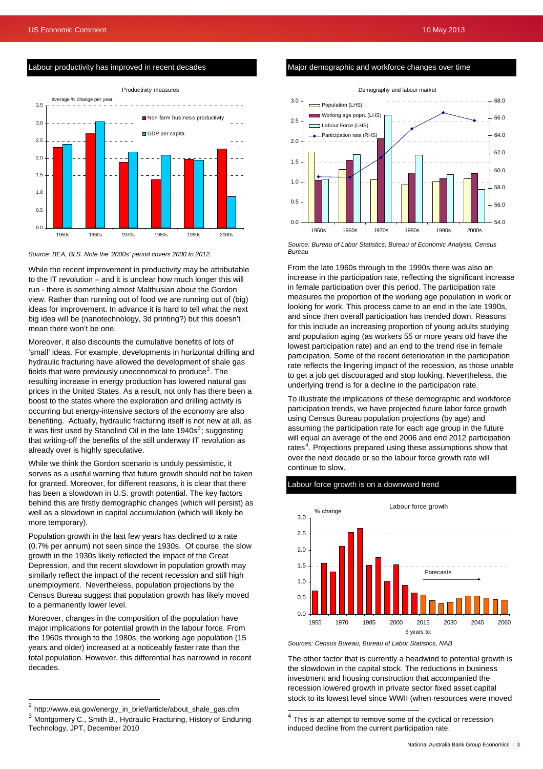## Labour productivity has improved in recent decades

Source: BEA, BLS. Note the '2000s' period covers 2000 to 2012.

While the recent improvement in productivity may be attributable to the IT revolution – and it is unclear how much longer this will run - there is something almost Malthusian about the Gordon view. Rather than running out of food we are running out of (big) ideas for improvement. In advance it is hard to tell what the next big idea will be (nanotechnology, 3d printing?) but this doesn't mean there won't be one.

Moreover, it also discounts the cumulative benefits of lots of 'small' ideas. For example, developments in horizontal drilling and hydraulic fracturing have allowed the development of shale gas fields that were previously uneconomical to produce[2]. The resulting increase in energy production has lowered natural gas prices in the United States. As a result, not only has there been a boost to the states where the exploration and drilling activity is occurring but energy-intensive sectors of the economy are also benefiting. Actually, hydraulic fracturing itself is not new at all, as it was first used by Stanolind Oil in the late 1940s[3]; suggesting that writing-off the benefits of the still underway IT revolution as already over is highly speculative.

While we think the Gordon scenario is unduly pessimistic, it serves as a useful warning that future growth should not be taken for granted. Moreover, for different reasons, it is clear that there has been a slowdown in U.S. growth potential. The key factors behind this are firstly demographic changes (which will persist) as well as a slowdown in capital accumulation (which will likely be more temporary).

Population growth in the last few years has declined to a rate (0.7% per annum) not seen since the 1930s. Of course, the slow growth in the 1930s likely reflected the impact of the Great Depression, and the recent slowdown in population growth may similarly reflect the impact of the recent recession and still high unemployment. Nevertheless, population projections by the Census Bureau suggest that population growth has likely moved to a permanently lower level.

Moreover, changes in the composition of the population have major implications for potential growth in the labour force. From the 1960s through to the 1980s, the working age population (15 years and older) increased at a noticeably faster rate than the total population. However, this differential has narrowed in recent decades.

## Major demographic and workforce changes over time

Source: Bureau of Labor Statistics, Bureau of Economic Analysis, Census Bureau

From the late 1960s through to the 1990s there was also an increase in the participation rate, reflecting the significant increase in female participation over this period. The participation rate measures the proportion of the working age population in work or looking for work. This process came to an end in the late 1990s, and since then overall participation has trended down. Reasons for this include an increasing proportion of young adults studying and population aging (as workers 55 or more years old have the lowest participation rate) and an end to the trend rise in female participation. Some of the recent deterioration in the participation rate reflects the lingering impact of the recession, as those unable to get a job get discouraged and stop looking. Nevertheless, the underlying trend is for a decline in the participation rate.

To illustrate the implications of these demographic and workforce participation trends, we have projected future labor force growth using Census Bureau population projections (by age) and assuming the participation rate for each age group in the future will equal an average of the end 2006 and end 2012 participation rates[4]. Projections prepared using these assumptions show that over the next decade or so the labour force growth rate will continue to slow.

## Labour force growth is on a downward trend

Sources: Census Bureau, Bureau of Labor Statistics, NAB

The other factor that is currently a headwind to potential growth is the slowdown in the capital stock. The reductions in business investment and housing construction that accompanied the recession lowered growth in private sector fixed asset capital stock to its lowest level since WWII (when resources were moved

---

[2] http://www.eia.gov/energy_in_brief/article/about_shale_gas.cfm

[3] Montgomery C., Smith B., Hydraulic Fracturing, History of Enduring Technology, JPT, December 2010

[4] This is an attempt to remove some of the cyclical or recession induced decline from the current participation rate.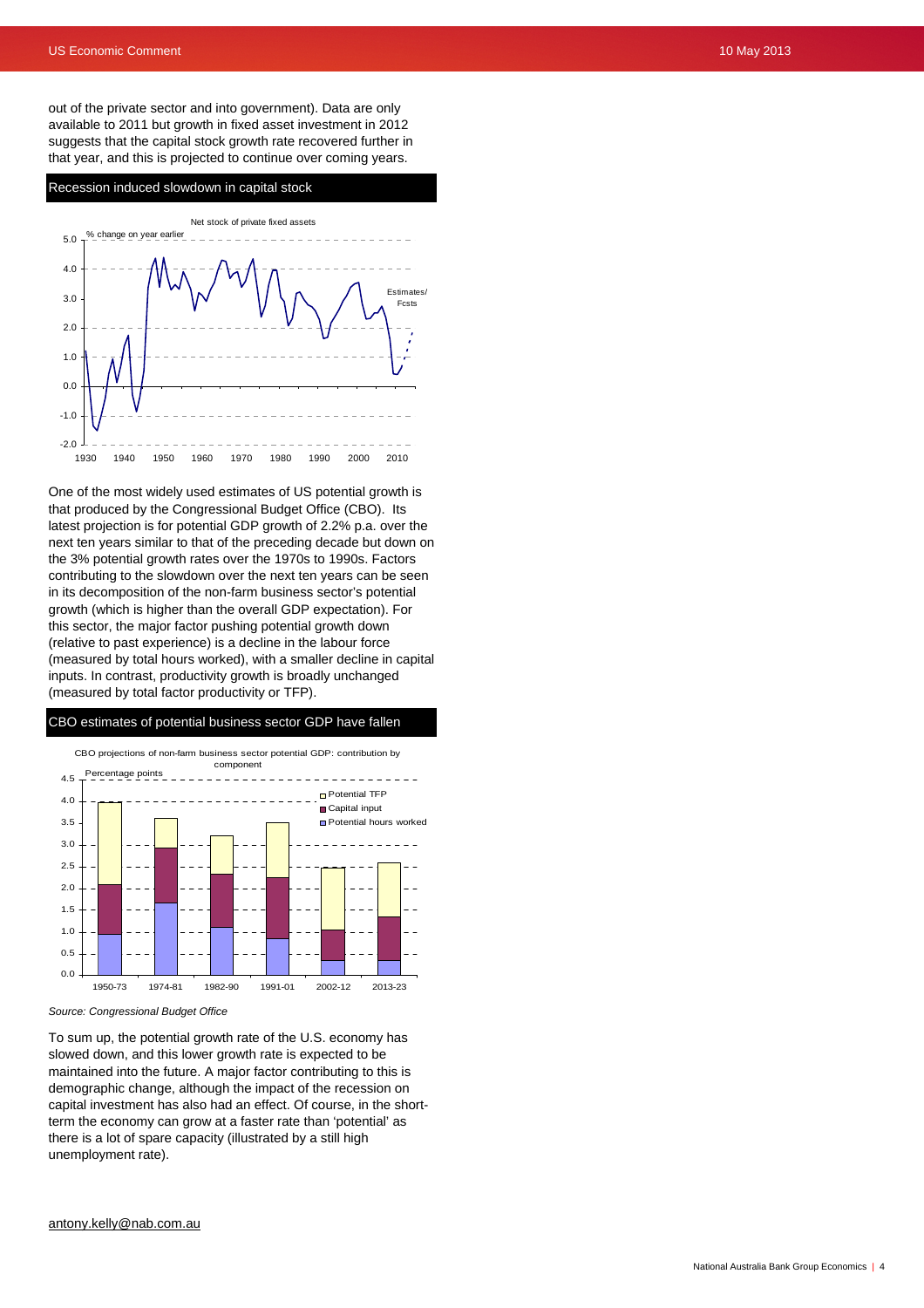out of the private sector and into government). Data are only available to 2011 but growth in fixed asset investment in 2012 suggests that the capital stock growth rate recovered further in that year, and this is projected to continue over coming years.

### Recession induced slowdown in capital stock

One of the most widely used estimates of US potential growth is that produced by the Congressional Budget Office (CBO). Its latest projection is for potential GDP growth of 2.2% p.a. over the next ten years similar to that of the preceding decade but down on the 3% potential growth rates over the 1970s to 1990s. Factors contributing to the slowdown over the next ten years can be seen in its decomposition of the non-farm business sector's potential growth (which is higher than the overall GDP expectation). For this sector, the major factor pushing potential growth down (relative to past experience) is a decline in the labour force (measured by total hours worked), with a smaller decline in capital inputs. In contrast, productivity growth is broadly unchanged (measured by total factor productivity or TFP).

### CBO estimates of potential business sector GDP have fallen

*Source: Congressional Budget Office*

To sum up, the potential growth rate of the U.S. economy has slowed down, and this lower growth rate is expected to be maintained into the future. A major factor contributing to this is demographic change, although the impact of the recession on capital investment has also had an effect. Of course, in the short-term the economy can grow at a faster rate than 'potential' as there is a lot of spare capacity (illustrated by a still high unemployment rate).

antony.kelly@nab.com.au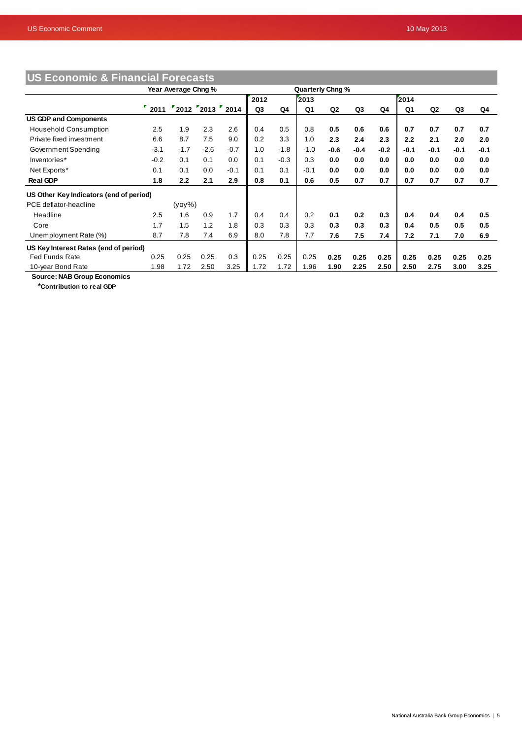## US Economic & Financial Forecasts

| | Year Average Chng % | | | | Quarterly Chng % | | | | | | | | | |
|---|---|---|---|---|---|---|---|---|---|---|---|---|---|---|
| | | | | | 2012 | | 2013 | | | | 2014 | | | |
| | 2011 | 2012 | 2013 | 2014 | Q3 | Q4 | Q1 | Q2 | Q3 | Q4 | Q1 | Q2 | Q3 | Q4 |
| **US GDP and Components** | | | | | | | | | | | | | | |
| Household Consumption | 2.5 | 1.9 | 2.3 | 2.6 | 0.4 | 0.5 | 0.8 | **0.5** | **0.6** | **0.6** | **0.7** | **0.7** | **0.7** | **0.7** |
| Private fixed investment | 6.6 | 8.7 | 7.5 | 9.0 | 0.2 | 3.3 | 1.0 | **2.3** | **2.4** | **2.3** | **2.2** | **2.1** | **2.0** | **2.0** |
| Government Spending | -3.1 | -1.7 | -2.6 | -0.7 | 1.0 | -1.8 | -1.0 | **-0.6** | **-0.4** | **-0.2** | **-0.1** | **-0.1** | **-0.1** | **-0.1** |
| Inventories* | -0.2 | 0.1 | 0.1 | 0.0 | 0.1 | -0.3 | 0.3 | **0.0** | **0.0** | **0.0** | **0.0** | **0.0** | **0.0** | **0.0** |
| Net Exports* | 0.1 | 0.1 | 0.0 | -0.1 | 0.1 | 0.1 | -0.1 | **0.0** | **0.0** | **0.0** | **0.0** | **0.0** | **0.0** | **0.0** |
| **Real GDP** | **1.8** | **2.2** | **2.1** | **2.9** | **0.8** | **0.1** | **0.6** | **0.5** | **0.7** | **0.7** | **0.7** | **0.7** | **0.7** | **0.7** |
| **US Other Key Indicators (end of period)** | | | | | | | | | | | | | | |
| PCE deflator-headline | | (yoy%) | | | | | | | | | | | | |
| Headline | 2.5 | 1.6 | 0.9 | 1.7 | 0.4 | 0.4 | 0.2 | **0.1** | **0.2** | **0.3** | **0.4** | **0.4** | **0.4** | **0.5** |
| Core | 1.7 | 1.5 | 1.2 | 1.8 | 0.3 | 0.3 | 0.3 | **0.3** | **0.3** | **0.3** | **0.4** | **0.5** | **0.5** | **0.5** |
| Unemployment Rate (%) | 8.7 | 7.8 | 7.4 | 6.9 | 8.0 | 7.8 | 7.7 | **7.6** | **7.5** | **7.4** | **7.2** | **7.1** | **7.0** | **6.9** |
| **US Key Interest Rates (end of period)** | | | | | | | | | | | | | | |
| Fed Funds Rate | 0.25 | 0.25 | 0.25 | 0.3 | 0.25 | 0.25 | 0.25 | **0.25** | **0.25** | **0.25** | **0.25** | **0.25** | **0.25** | **0.25** |
| 10-year Bond Rate | 1.98 | 1.72 | 2.50 | 3.25 | 1.72 | 1.72 | 1.96 | **1.90** | **2.25** | **2.50** | **2.50** | **2.75** | **3.00** | **3.25** |

**Source: NAB Group Economics**

***Contribution to real GDP**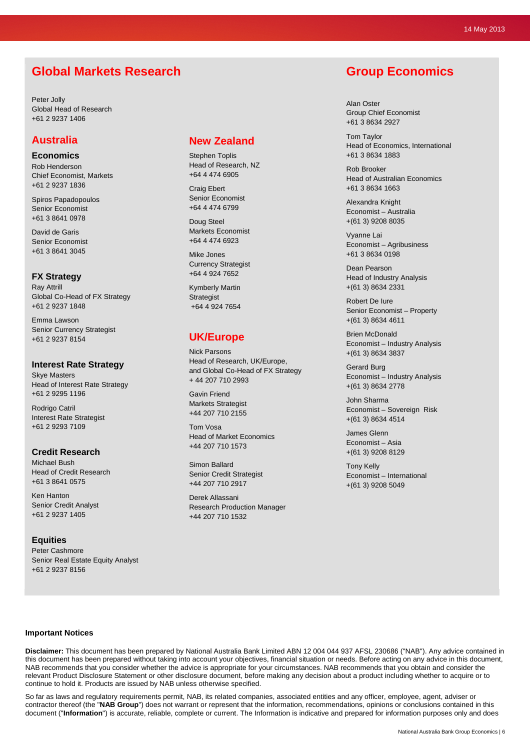# Global Markets Research

Peter Jolly
Global Head of Research
+61 2 9237 1406

## Australia

### Economics

Rob Henderson
Chief Economist, Markets
+61 2 9237 1836

Spiros Papadopoulos
Senior Economist
+61 3 8641 0978

David de Garis
Senior Economist
+61 3 8641 3045

### FX Strategy

Ray Attrill
Global Co-Head of FX Strategy
+61 2 9237 1848

Emma Lawson
Senior Currency Strategist
+61 2 9237 8154

### Interest Rate Strategy

Skye Masters
Head of Interest Rate Strategy
+61 2 9295 1196

Rodrigo Catril
Interest Rate Strategist
+61 2 9293 7109

### Credit Research

Michael Bush
Head of Credit Research
+61 3 8641 0575

Ken Hanton
Senior Credit Analyst
+61 2 9237 1405

### Equities

Peter Cashmore
Senior Real Estate Equity Analyst
+61 2 9237 8156

## New Zealand

Stephen Toplis
Head of Research, NZ
+64 4 474 6905

Craig Ebert
Senior Economist
+64 4 474 6799

Doug Steel
Markets Economist
+64 4 474 6923

Mike Jones
Currency Strategist
+64 4 924 7652

Kymberly Martin
Strategist
+64 4 924 7654

## UK/Europe

Nick Parsons
Head of Research, UK/Europe,
and Global Co-Head of FX Strategy
+ 44 207 710 2993

Gavin Friend
Markets Strategist
+44 207 710 2155

Tom Vosa
Head of Market Economics
+44 207 710 1573

Simon Ballard
Senior Credit Strategist
+44 207 710 2917

Derek Allassani
Research Production Manager
+44 207 710 1532

# Group Economics

Alan Oster
Group Chief Economist
+61 3 8634 2927

Tom Taylor
Head of Economics, International
+61 3 8634 1883

Rob Brooker
Head of Australian Economics
+61 3 8634 1663

Alexandra Knight
Economist – Australia
+(61 3) 9208 8035

Vyanne Lai
Economist – Agribusiness
+61 3 8634 0198

Dean Pearson
Head of Industry Analysis
+(61 3) 8634 2331

Robert De Iure
Senior Economist – Property
+(61 3) 8634 4611

Brien McDonald
Economist – Industry Analysis
+(61 3) 8634 3837

Gerard Burg
Economist – Industry Analysis
+(61 3) 8634 2778

John Sharma
Economist – Sovereign Risk
+(61 3) 8634 4514

James Glenn
Economist – Asia
+(61 3) 9208 8129

Tony Kelly
Economist – International
+(61 3) 9208 5049

**Important Notices**

**Disclaimer:** This document has been prepared by National Australia Bank Limited ABN 12 004 044 937 AFSL 230686 ("NAB"). Any advice contained in this document has been prepared without taking into account your objectives, financial situation or needs. Before acting on any advice in this document, NAB recommends that you consider whether the advice is appropriate for your circumstances. NAB recommends that you obtain and consider the relevant Product Disclosure Statement or other disclosure document, before making any decision about a product including whether to acquire or to continue to hold it. Products are issued by NAB unless otherwise specified.

So far as laws and regulatory requirements permit, NAB, its related companies, associated entities and any officer, employee, agent, adviser or contractor thereof (the "**NAB Group**") does not warrant or represent that the information, recommendations, opinions or conclusions contained in this document ("**Information**") is accurate, reliable, complete or current. The Information is indicative and prepared for information purposes only and does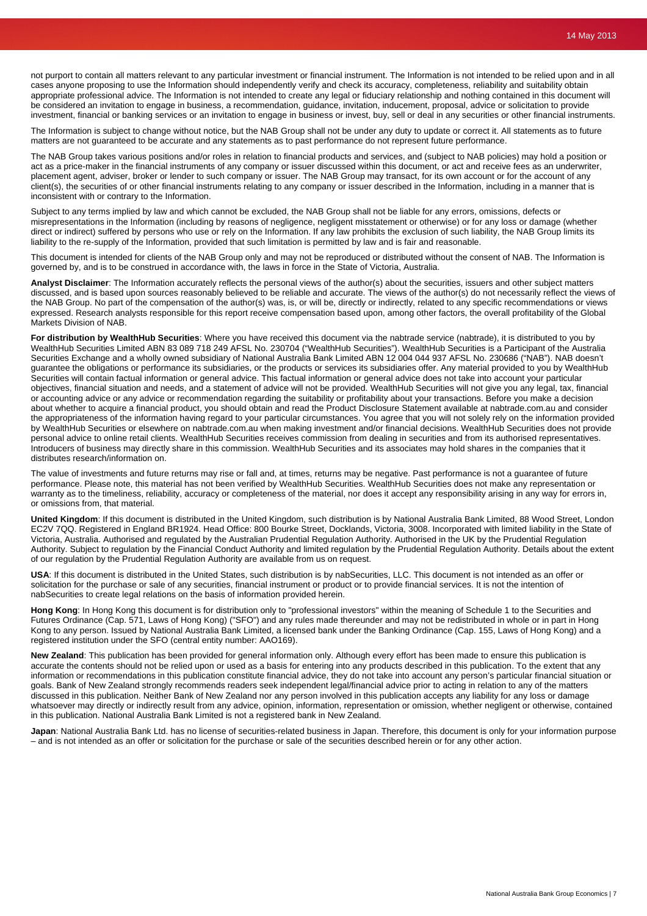not purport to contain all matters relevant to any particular investment or financial instrument. The Information is not intended to be relied upon and in all cases anyone proposing to use the Information should independently verify and check its accuracy, completeness, reliability and suitability obtain appropriate professional advice. The Information is not intended to create any legal or fiduciary relationship and nothing contained in this document will be considered an invitation to engage in business, a recommendation, guidance, invitation, inducement, proposal, advice or solicitation to provide investment, financial or banking services or an invitation to engage in business or invest, buy, sell or deal in any securities or other financial instruments.

The Information is subject to change without notice, but the NAB Group shall not be under any duty to update or correct it. All statements as to future matters are not guaranteed to be accurate and any statements as to past performance do not represent future performance.

The NAB Group takes various positions and/or roles in relation to financial products and services, and (subject to NAB policies) may hold a position or act as a price-maker in the financial instruments of any company or issuer discussed within this document, or act and receive fees as an underwriter, placement agent, adviser, broker or lender to such company or issuer. The NAB Group may transact, for its own account or for the account of any client(s), the securities of or other financial instruments relating to any company or issuer described in the Information, including in a manner that is inconsistent with or contrary to the Information.

Subject to any terms implied by law and which cannot be excluded, the NAB Group shall not be liable for any errors, omissions, defects or misrepresentations in the Information (including by reasons of negligence, negligent misstatement or otherwise) or for any loss or damage (whether direct or indirect) suffered by persons who use or rely on the Information. If any law prohibits the exclusion of such liability, the NAB Group limits its liability to the re-supply of the Information, provided that such limitation is permitted by law and is fair and reasonable.

This document is intended for clients of the NAB Group only and may not be reproduced or distributed without the consent of NAB. The Information is governed by, and is to be construed in accordance with, the laws in force in the State of Victoria, Australia.

**Analyst Disclaimer**: The Information accurately reflects the personal views of the author(s) about the securities, issuers and other subject matters discussed, and is based upon sources reasonably believed to be reliable and accurate. The views of the author(s) do not necessarily reflect the views of the NAB Group. No part of the compensation of the author(s) was, is, or will be, directly or indirectly, related to any specific recommendations or views expressed. Research analysts responsible for this report receive compensation based upon, among other factors, the overall profitability of the Global Markets Division of NAB.

**For distribution by WealthHub Securities**: Where you have received this document via the nabtrade service (nabtrade), it is distributed to you by WealthHub Securities Limited ABN 83 089 718 249 AFSL No. 230704 ("WealthHub Securities"). WealthHub Securities is a Participant of the Australia Securities Exchange and a wholly owned subsidiary of National Australia Bank Limited ABN 12 004 044 937 AFSL No. 230686 ("NAB"). NAB doesn't guarantee the obligations or performance its subsidiaries, or the products or services its subsidiaries offer. Any material provided to you by WealthHub Securities will contain factual information or general advice. This factual information or general advice does not take into account your particular objectives, financial situation and needs, and a statement of advice will not be provided. WealthHub Securities will not give you any legal, tax, financial or accounting advice or any advice or recommendation regarding the suitability or profitability about your transactions. Before you make a decision about whether to acquire a financial product, you should obtain and read the Product Disclosure Statement available at nabtrade.com.au and consider the appropriateness of the information having regard to your particular circumstances. You agree that you will not solely rely on the information provided by WealthHub Securities or elsewhere on nabtrade.com.au when making investment and/or financial decisions. WealthHub Securities does not provide personal advice to online retail clients. WealthHub Securities receives commission from dealing in securities and from its authorised representatives. Introducers of business may directly share in this commission. WealthHub Securities and its associates may hold shares in the companies that it distributes research/information on.

The value of investments and future returns may rise or fall and, at times, returns may be negative. Past performance is not a guarantee of future performance. Please note, this material has not been verified by WealthHub Securities. WealthHub Securities does not make any representation or warranty as to the timeliness, reliability, accuracy or completeness of the material, nor does it accept any responsibility arising in any way for errors in, or omissions from, that material.

**United Kingdom**: If this document is distributed in the United Kingdom, such distribution is by National Australia Bank Limited, 88 Wood Street, London EC2V 7QQ. Registered in England BR1924. Head Office: 800 Bourke Street, Docklands, Victoria, 3008. Incorporated with limited liability in the State of Victoria, Australia. Authorised and regulated by the Australian Prudential Regulation Authority. Authorised in the UK by the Prudential Regulation Authority. Subject to regulation by the Financial Conduct Authority and limited regulation by the Prudential Regulation Authority. Details about the extent of our regulation by the Prudential Regulation Authority are available from us on request.

**USA**: If this document is distributed in the United States, such distribution is by nabSecurities, LLC. This document is not intended as an offer or solicitation for the purchase or sale of any securities, financial instrument or product or to provide financial services. It is not the intention of nabSecurities to create legal relations on the basis of information provided herein.

**Hong Kong**: In Hong Kong this document is for distribution only to "professional investors" within the meaning of Schedule 1 to the Securities and Futures Ordinance (Cap. 571, Laws of Hong Kong) ("SFO") and any rules made thereunder and may not be redistributed in whole or in part in Hong Kong to any person. Issued by National Australia Bank Limited, a licensed bank under the Banking Ordinance (Cap. 155, Laws of Hong Kong) and a registered institution under the SFO (central entity number: AAO169).

**New Zealand**: This publication has been provided for general information only. Although every effort has been made to ensure this publication is accurate the contents should not be relied upon or used as a basis for entering into any products described in this publication. To the extent that any information or recommendations in this publication constitute financial advice, they do not take into account any person's particular financial situation or goals. Bank of New Zealand strongly recommends readers seek independent legal/financial advice prior to acting in relation to any of the matters discussed in this publication. Neither Bank of New Zealand nor any person involved in this publication accepts any liability for any loss or damage whatsoever may directly or indirectly result from any advice, opinion, information, representation or omission, whether negligent or otherwise, contained in this publication. National Australia Bank Limited is not a registered bank in New Zealand.

**Japan**: National Australia Bank Ltd. has no license of securities-related business in Japan. Therefore, this document is only for your information purpose – and is not intended as an offer or solicitation for the purchase or sale of the securities described herein or for any other action.